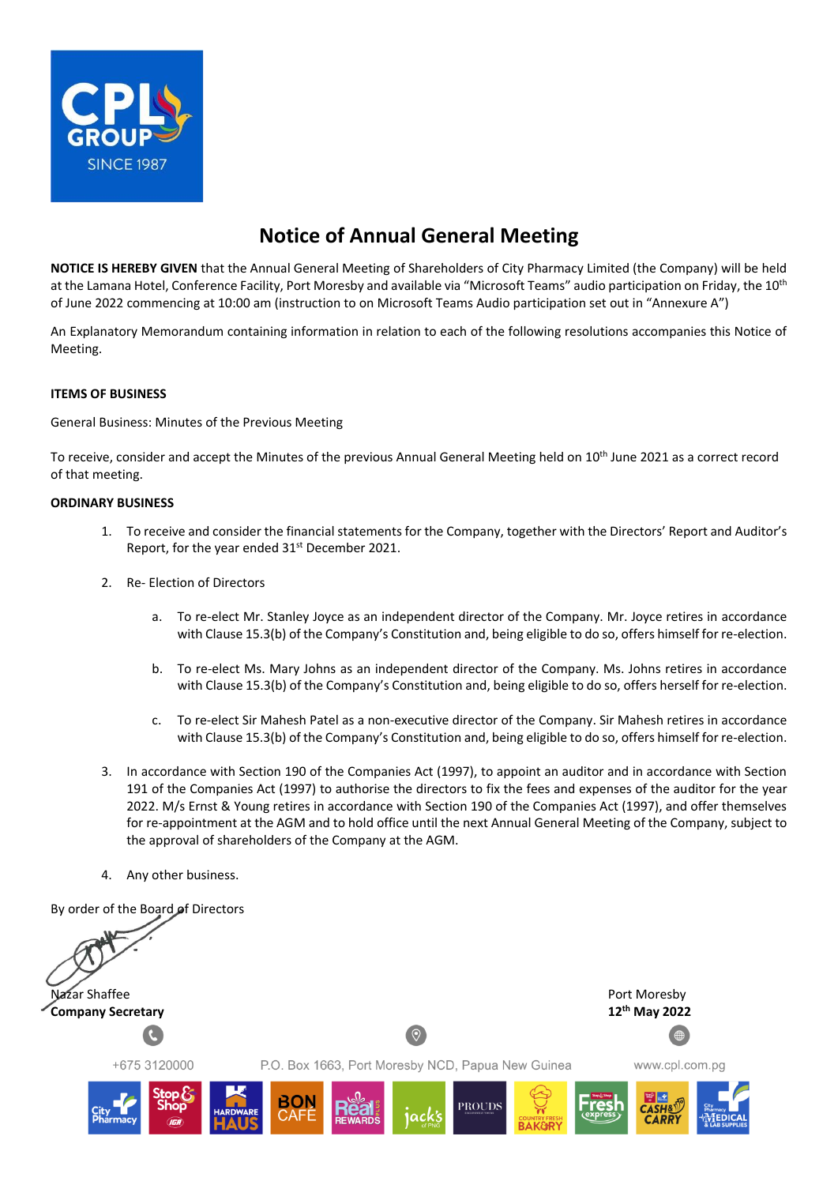# Notice of Annual General Meeting

**NOTICE IS HEREBY GIVEN** that the Annual General Meeting of Shareholders of City Pharmacy Limited (the Company) will be held at the Lamana Hotel, Conference Facility, Port Moresby and available via "Microsoft Teams" audio participation on Friday, the 10th of June 2022 commencing at 10:00 am (instruction to on Microsoft Teams Audio participation set out in "Annexure A")

An Explanatory Memorandum containing information in relation to each of the following resolutions accompanies this Notice of Meeting.

**ITEMS OF BUSINESS**

General Business: Minutes of the Previous Meeting

To receive, consider and accept the Minutes of the previous Annual General Meeting held on 10th June 2021 as a correct record of that meeting.

**ORDINARY BUSINESS**

1. To receive and consider the financial statements for the Company, together with the Directors' Report and Auditor's Report, for the year ended 31st December 2021.

2. Re- Election of Directors

   a. To re-elect Mr. Stanley Joyce as an independent director of the Company. Mr. Joyce retires in accordance with Clause 15.3(b) of the Company's Constitution and, being eligible to do so, offers himself for re-election.

   b. To re-elect Ms. Mary Johns as an independent director of the Company. Ms. Johns retires in accordance with Clause 15.3(b) of the Company's Constitution and, being eligible to do so, offers herself for re-election.

   c. To re-elect Sir Mahesh Patel as a non-executive director of the Company. Sir Mahesh retires in accordance with Clause 15.3(b) of the Company's Constitution and, being eligible to do so, offers himself for re-election.

3. In accordance with Section 190 of the Companies Act (1997), to appoint an auditor and in accordance with Section 191 of the Companies Act (1997) to authorise the directors to fix the fees and expenses of the auditor for the year 2022. M/s Ernst & Young retires in accordance with Section 190 of the Companies Act (1997), and offer themselves for re-appointment at the AGM and to hold office until the next Annual General Meeting of the Company, subject to the approval of shareholders of the Company at the AGM.

4. Any other business.

By order of the Board of Directors

Nazar Shaffee
**Company Secretary**

Port Moresby
**12th May 2022**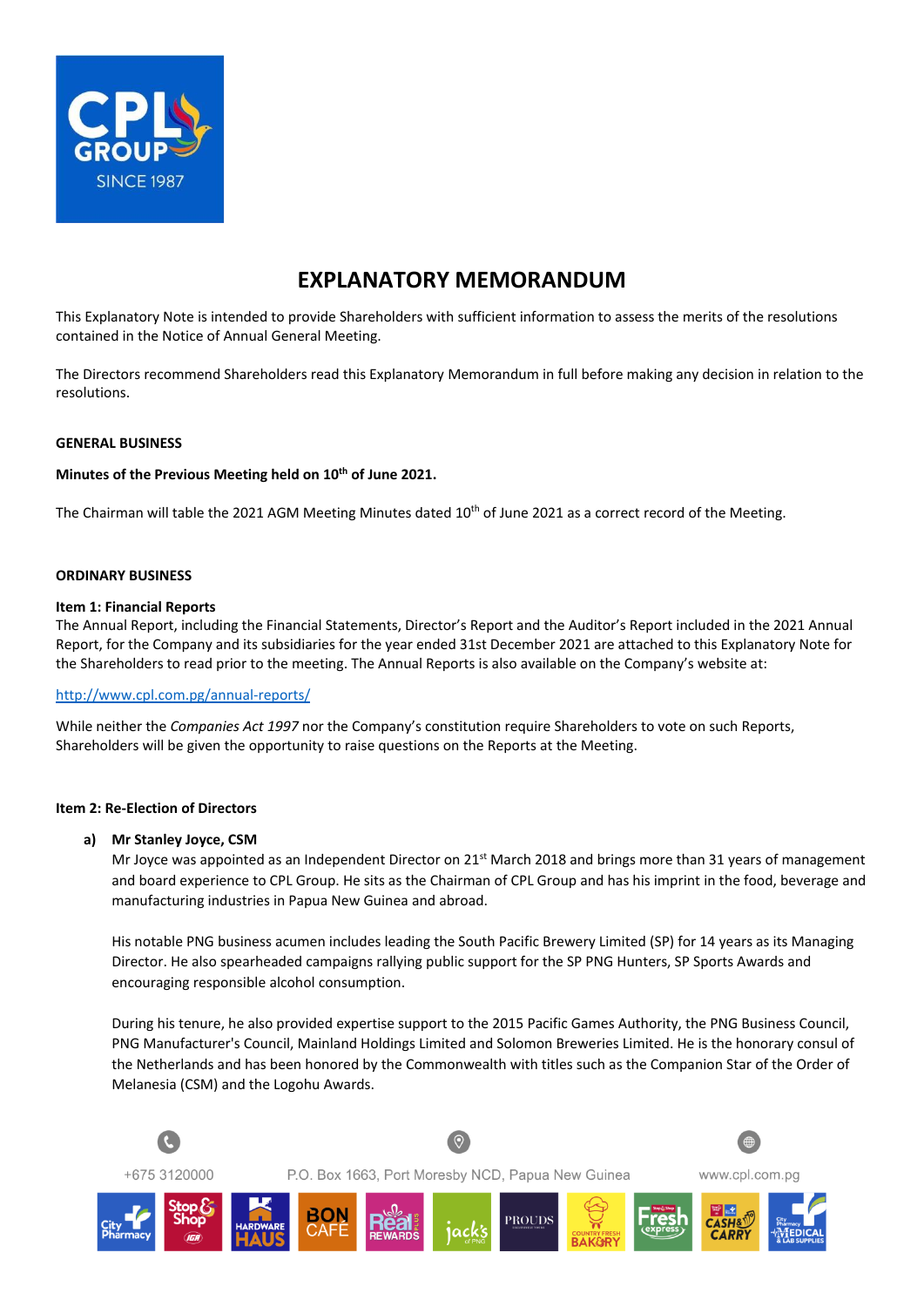# EXPLANATORY MEMORANDUM

This Explanatory Note is intended to provide Shareholders with sufficient information to assess the merits of the resolutions contained in the Notice of Annual General Meeting.

The Directors recommend Shareholders read this Explanatory Memorandum in full before making any decision in relation to the resolutions.

**GENERAL BUSINESS**

**Minutes of the Previous Meeting held on 10th of June 2021.**

The Chairman will table the 2021 AGM Meeting Minutes dated 10th of June 2021 as a correct record of the Meeting.

**ORDINARY BUSINESS**

**Item 1: Financial Reports**

The Annual Report, including the Financial Statements, Director's Report and the Auditor's Report included in the 2021 Annual Report, for the Company and its subsidiaries for the year ended 31st December 2021 are attached to this Explanatory Note for the Shareholders to read prior to the meeting. The Annual Reports is also available on the Company's website at:

http://www.cpl.com.pg/annual-reports/

While neither the *Companies Act 1997* nor the Company's constitution require Shareholders to vote on such Reports, Shareholders will be given the opportunity to raise questions on the Reports at the Meeting.

**Item 2: Re-Election of Directors**

**a) Mr Stanley Joyce, CSM**

Mr Joyce was appointed as an Independent Director on 21st March 2018 and brings more than 31 years of management and board experience to CPL Group. He sits as the Chairman of CPL Group and has his imprint in the food, beverage and manufacturing industries in Papua New Guinea and abroad.

His notable PNG business acumen includes leading the South Pacific Brewery Limited (SP) for 14 years as its Managing Director. He also spearheaded campaigns rallying public support for the SP PNG Hunters, SP Sports Awards and encouraging responsible alcohol consumption.

During his tenure, he also provided expertise support to the 2015 Pacific Games Authority, the PNG Business Council, PNG Manufacturer's Council, Mainland Holdings Limited and Solomon Breweries Limited. He is the honorary consul of the Netherlands and has been honored by the Commonwealth with titles such as the Companion Star of the Order of Melanesia (CSM) and the Logohu Awards.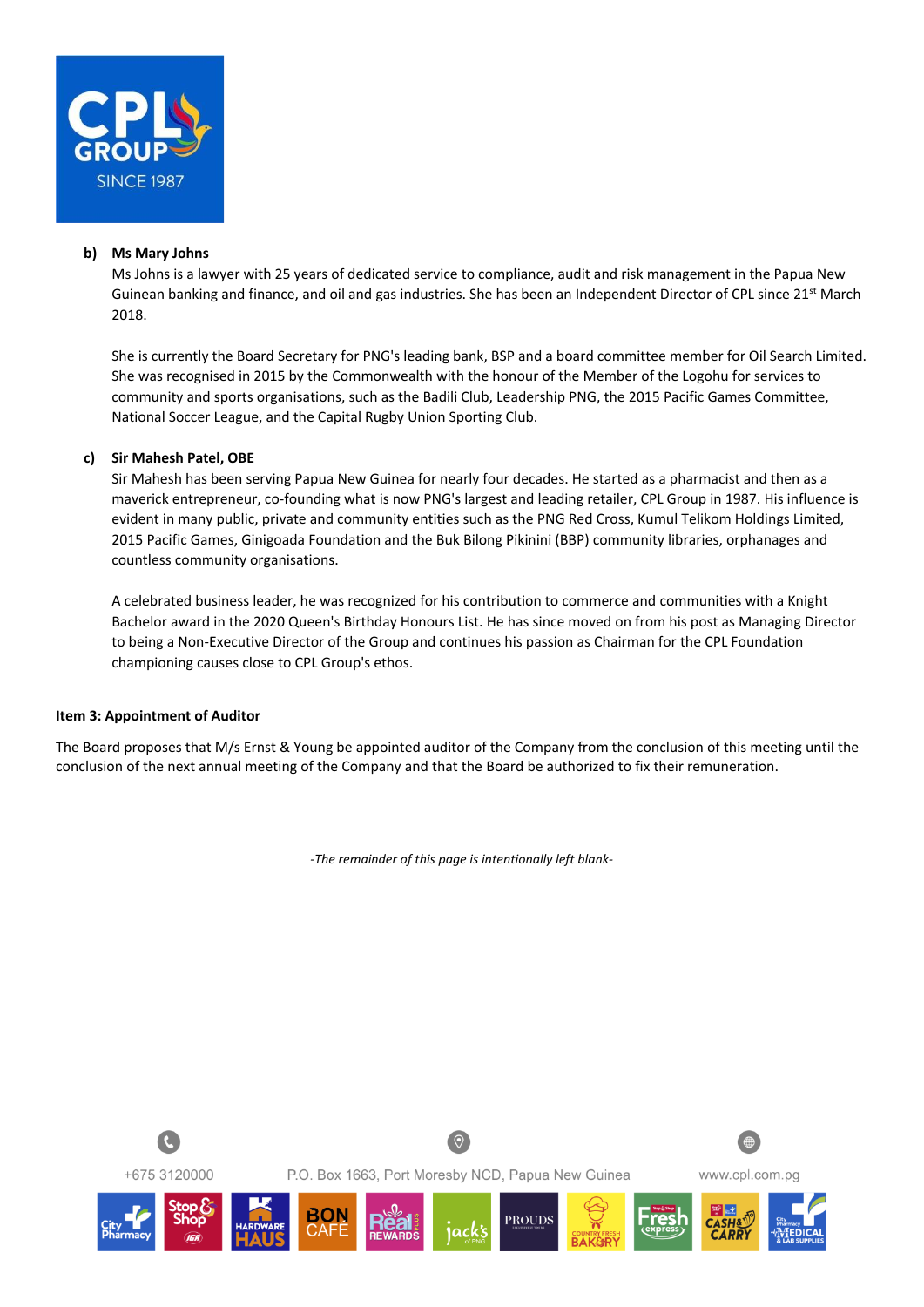**b) Ms Mary Johns**

Ms Johns is a lawyer with 25 years of dedicated service to compliance, audit and risk management in the Papua New Guinean banking and finance, and oil and gas industries. She has been an Independent Director of CPL since 21st March 2018.

She is currently the Board Secretary for PNG's leading bank, BSP and a board committee member for Oil Search Limited. She was recognised in 2015 by the Commonwealth with the honour of the Member of the Logohu for services to community and sports organisations, such as the Badili Club, Leadership PNG, the 2015 Pacific Games Committee, National Soccer League, and the Capital Rugby Union Sporting Club.

**c) Sir Mahesh Patel, OBE**

Sir Mahesh has been serving Papua New Guinea for nearly four decades. He started as a pharmacist and then as a maverick entrepreneur, co-founding what is now PNG's largest and leading retailer, CPL Group in 1987. His influence is evident in many public, private and community entities such as the PNG Red Cross, Kumul Telikom Holdings Limited, 2015 Pacific Games, Ginigoada Foundation and the Buk Bilong Pikinini (BBP) community libraries, orphanages and countless community organisations.

A celebrated business leader, he was recognized for his contribution to commerce and communities with a Knight Bachelor award in the 2020 Queen's Birthday Honours List. He has since moved on from his post as Managing Director to being a Non-Executive Director of the Group and continues his passion as Chairman for the CPL Foundation championing causes close to CPL Group's ethos.

**Item 3: Appointment of Auditor**

The Board proposes that M/s Ernst & Young be appointed auditor of the Company from the conclusion of this meeting until the conclusion of the next annual meeting of the Company and that the Board be authorized to fix their remuneration.

*-The remainder of this page is intentionally left blank-*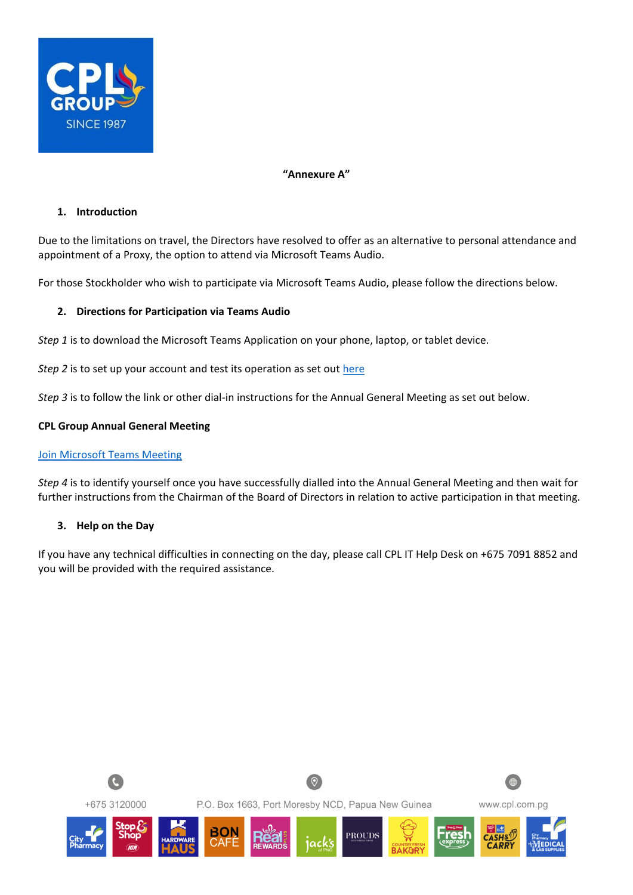**"Annexure A"**

## 1. Introduction

Due to the limitations on travel, the Directors have resolved to offer as an alternative to personal attendance and appointment of a Proxy, the option to attend via Microsoft Teams Audio.

For those Stockholder who wish to participate via Microsoft Teams Audio, please follow the directions below.

## 2. Directions for Participation via Teams Audio

*Step 1* is to download the Microsoft Teams Application on your phone, laptop, or tablet device.

*Step 2* is to set up your account and test its operation as set out here

*Step 3* is to follow the link or other dial-in instructions for the Annual General Meeting as set out below.

**CPL Group Annual General Meeting**

Join Microsoft Teams Meeting

*Step 4* is to identify yourself once you have successfully dialled into the Annual General Meeting and then wait for further instructions from the Chairman of the Board of Directors in relation to active participation in that meeting.

## 3. Help on the Day

If you have any technical difficulties in connecting on the day, please call CPL IT Help Desk on +675 7091 8852 and you will be provided with the required assistance.

+675 3120000 P.O. Box 1663, Port Moresby NCD, Papua New Guinea www.cpl.com.pg